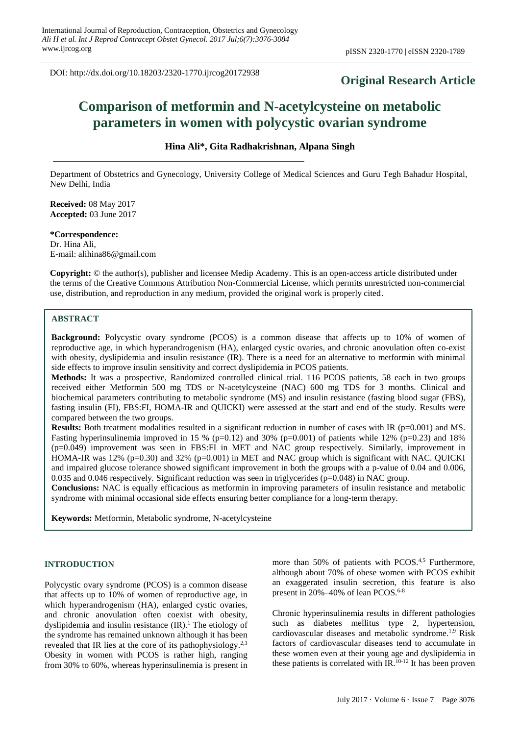DOI: http://dx.doi.org/10.18203/2320-1770.ijrcog20172938

**Original Research Article**

# Comparison of metformin and N-acetylcysteine on metabolic parameters in women with polycystic ovarian syndrome

**Hina Ali\*, Gita Radhakrishnan, Alpana Singh**

Department of Obstetrics and Gynecology, University College of Medical Sciences and Guru Tegh Bahadur Hospital, New Delhi, India

**Received:** 08 May 2017
**Accepted:** 03 June 2017

**\*Correspondence:**
Dr. Hina Ali,
E-mail: alihina86@gmail.com

**Copyright:** © the author(s), publisher and licensee Medip Academy. This is an open-access article distributed under the terms of the Creative Commons Attribution Non-Commercial License, which permits unrestricted non-commercial use, distribution, and reproduction in any medium, provided the original work is properly cited.

## ABSTRACT

**Background:** Polycystic ovary syndrome (PCOS) is a common disease that affects up to 10% of women of reproductive age, in which hyperandrogenism (HA), enlarged cystic ovaries, and chronic anovulation often co-exist with obesity, dyslipidemia and insulin resistance (IR). There is a need for an alternative to metformin with minimal side effects to improve insulin sensitivity and correct dyslipidemia in PCOS patients.

**Methods:** It was a prospective, Randomized controlled clinical trial. 116 PCOS patients, 58 each in two groups received either Metformin 500 mg TDS or N-acetylcysteine (NAC) 600 mg TDS for 3 months. Clinical and biochemical parameters contributing to metabolic syndrome (MS) and insulin resistance (fasting blood sugar (FBS), fasting insulin (FI), FBS:FI, HOMA-IR and QUICKI) were assessed at the start and end of the study. Results were compared between the two groups.

**Results:** Both treatment modalities resulted in a significant reduction in number of cases with IR ($p=0.001$) and MS. Fasting hyperinsulinemia improved in 15 % ($p=0.12$) and 30% ($p=0.001$) of patients while 12% ($p=0.23$) and 18% ($p=0.049$) improvement was seen in FBS:FI in MET and NAC group respectively. Similarly, improvement in HOMA-IR was 12% ($p=0.30$) and 32% ($p=0.001$) in MET and NAC group which is significant with NAC. QUICKI and impaired glucose tolerance showed significant improvement in both the groups with a p-value of 0.04 and 0.006, 0.035 and 0.046 respectively. Significant reduction was seen in triglycerides ($p=0.048$) in NAC group.

**Conclusions:** NAC is equally efficacious as metformin in improving parameters of insulin resistance and metabolic syndrome with minimal occasional side effects ensuring better compliance for a long-term therapy.

**Keywords:** Metformin, Metabolic syndrome, N-acetylcysteine

## INTRODUCTION

Polycystic ovary syndrome (PCOS) is a common disease that affects up to 10% of women of reproductive age, in which hyperandrogenism (HA), enlarged cystic ovaries, and chronic anovulation often coexist with obesity, dyslipidemia and insulin resistance (IR).[1] The etiology of the syndrome has remained unknown although it has been revealed that IR lies at the core of its pathophysiology.[2,3] Obesity in women with PCOS is rather high, ranging from 30% to 60%, whereas hyperinsulinemia is present in more than 50% of patients with PCOS.[4,5] Furthermore, although about 70% of obese women with PCOS exhibit an exaggerated insulin secretion, this feature is also present in 20%–40% of lean PCOS.[6-8]

Chronic hyperinsulinemia results in different pathologies such as diabetes mellitus type 2, hypertension, cardiovascular diseases and metabolic syndrome.[1,9] Risk factors of cardiovascular diseases tend to accumulate in these women even at their young age and dyslipidemia in these patients is correlated with IR.[10-12] It has been proven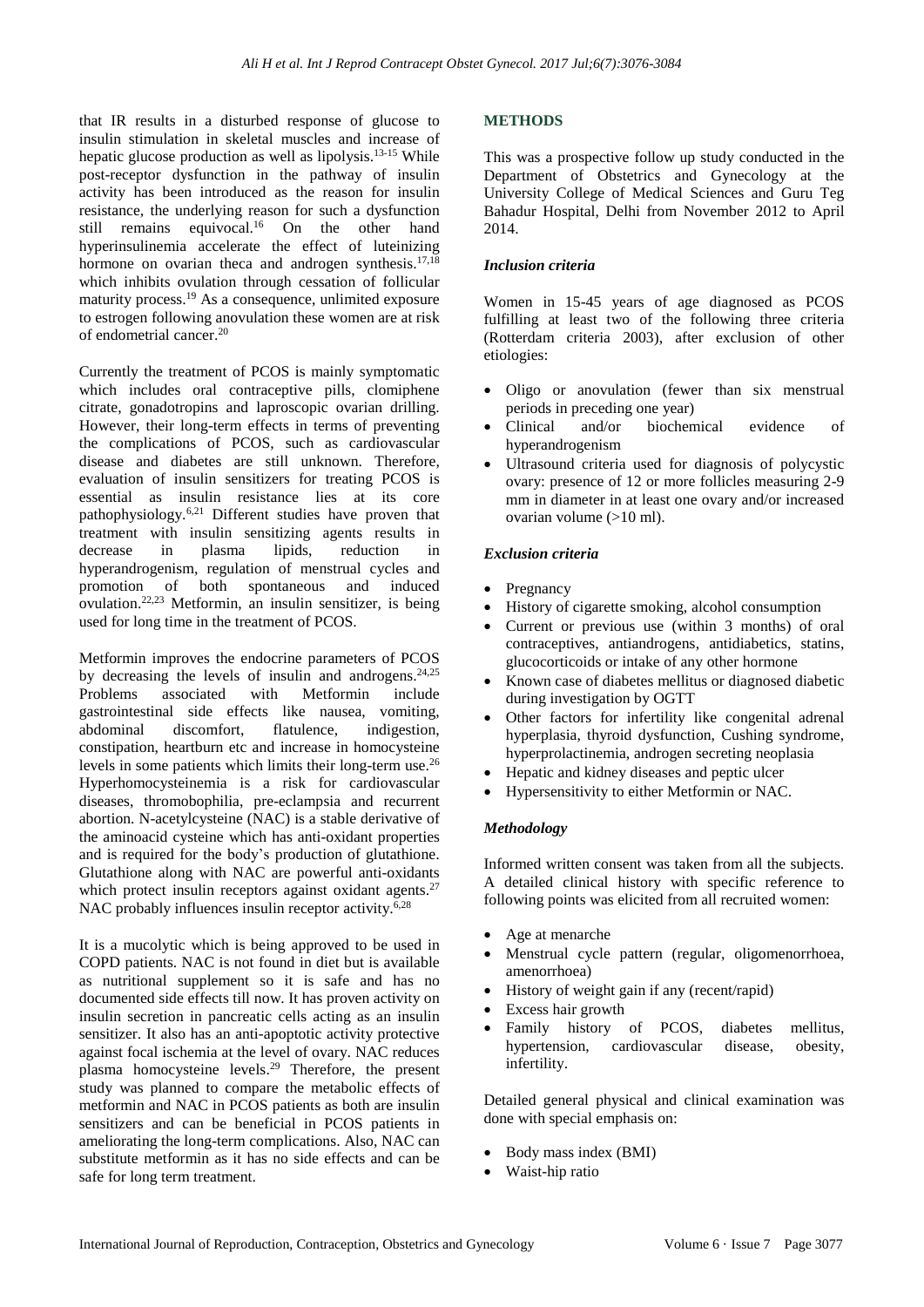that IR results in a disturbed response of glucose to insulin stimulation in skeletal muscles and increase of hepatic glucose production as well as lipolysis.[13-15] While post-receptor dysfunction in the pathway of insulin activity has been introduced as the reason for insulin resistance, the underlying reason for such a dysfunction still remains equivocal.[16] On the other hand hyperinsulinemia accelerate the effect of luteinizing hormone on ovarian theca and androgen synthesis.[17,18] which inhibits ovulation through cessation of follicular maturity process.[19] As a consequence, unlimited exposure to estrogen following anovulation these women are at risk of endometrial cancer.[20]

Currently the treatment of PCOS is mainly symptomatic which includes oral contraceptive pills, clomiphene citrate, gonadotropins and laproscopic ovarian drilling. However, their long-term effects in terms of preventing the complications of PCOS, such as cardiovascular disease and diabetes are still unknown. Therefore, evaluation of insulin sensitizers for treating PCOS is essential as insulin resistance lies at its core pathophysiology.[6,21] Different studies have proven that treatment with insulin sensitizing agents results in decrease in plasma lipids, reduction in hyperandrogenism, regulation of menstrual cycles and promotion of both spontaneous and induced ovulation.[22,23] Metformin, an insulin sensitizer, is being used for long time in the treatment of PCOS.

Metformin improves the endocrine parameters of PCOS by decreasing the levels of insulin and androgens.[24,25] Problems associated with Metformin include gastrointestinal side effects like nausea, vomiting, abdominal discomfort, flatulence, indigestion, constipation, heartburn etc and increase in homocysteine levels in some patients which limits their long-term use.[26] Hyperhomocysteinemia is a risk for cardiovascular diseases, thromobophilia, pre-eclampsia and recurrent abortion. N-acetylcysteine (NAC) is a stable derivative of the aminoacid cysteine which has anti-oxidant properties and is required for the body's production of glutathione. Glutathione along with NAC are powerful anti-oxidants which protect insulin receptors against oxidant agents.[27] NAC probably influences insulin receptor activity.[6,28]

It is a mucolytic which is being approved to be used in COPD patients. NAC is not found in diet but is available as nutritional supplement so it is safe and has no documented side effects till now. It has proven activity on insulin secretion in pancreatic cells acting as an insulin sensitizer. It also has an anti-apoptotic activity protective against focal ischemia at the level of ovary. NAC reduces plasma homocysteine levels.[29] Therefore, the present study was planned to compare the metabolic effects of metformin and NAC in PCOS patients as both are insulin sensitizers and can be beneficial in PCOS patients in ameliorating the long-term complications. Also, NAC can substitute metformin as it has no side effects and can be safe for long term treatment.

## METHODS

This was a prospective follow up study conducted in the Department of Obstetrics and Gynecology at the University College of Medical Sciences and Guru Teg Bahadur Hospital, Delhi from November 2012 to April 2014.

### *Inclusion criteria*

Women in 15-45 years of age diagnosed as PCOS fulfilling at least two of the following three criteria (Rotterdam criteria 2003), after exclusion of other etiologies:

- Oligo or anovulation (fewer than six menstrual periods in preceding one year)
- Clinical and/or biochemical evidence of hyperandrogenism
- Ultrasound criteria used for diagnosis of polycystic ovary: presence of 12 or more follicles measuring 2-9 mm in diameter in at least one ovary and/or increased ovarian volume (>10 ml).

### *Exclusion criteria*

- Pregnancy
- History of cigarette smoking, alcohol consumption
- Current or previous use (within 3 months) of oral contraceptives, antiandrogens, antidiabetics, statins, glucocorticoids or intake of any other hormone
- Known case of diabetes mellitus or diagnosed diabetic during investigation by OGTT
- Other factors for infertility like congenital adrenal hyperplasia, thyroid dysfunction, Cushing syndrome, hyperprolactinemia, androgen secreting neoplasia
- Hepatic and kidney diseases and peptic ulcer
- Hypersensitivity to either Metformin or NAC.

### *Methodology*

Informed written consent was taken from all the subjects. A detailed clinical history with specific reference to following points was elicited from all recruited women:

- Age at menarche
- Menstrual cycle pattern (regular, oligomenorrhoea, amenorrhoea)
- History of weight gain if any (recent/rapid)
- Excess hair growth
- Family history of PCOS, diabetes mellitus, hypertension, cardiovascular disease, obesity, infertility.

Detailed general physical and clinical examination was done with special emphasis on:

- Body mass index (BMI)
- Waist-hip ratio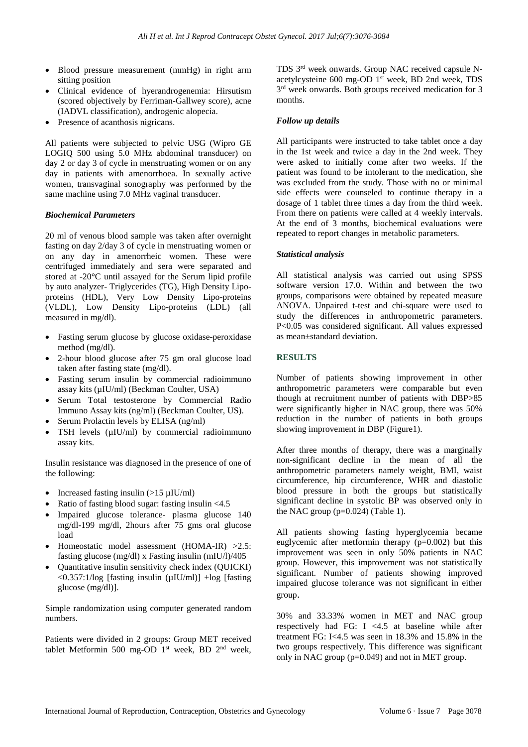- Blood pressure measurement (mmHg) in right arm sitting position
- Clinical evidence of hyerandrogenemia: Hirsutism (scored objectively by Ferriman-Gallwey score), acne (IADVL classification), androgenic alopecia.
- Presence of acanthosis nigricans.

All patients were subjected to pelvic USG (Wipro GE LOGIQ 500 using 5.0 MHz abdominal transducer) on day 2 or day 3 of cycle in menstruating women or on any day in patients with amenorrhoea. In sexually active women, transvaginal sonography was performed by the same machine using 7.0 MHz vaginal transducer.

### *Biochemical Parameters*

20 ml of venous blood sample was taken after overnight fasting on day 2/day 3 of cycle in menstruating women or on any day in amenorrheic women. These were centrifuged immediately and sera were separated and stored at -20°C until assayed for the Serum lipid profile by auto analyzer- Triglycerides (TG), High Density Lipo-proteins (HDL), Very Low Density Lipo-proteins (VLDL), Low Density Lipo-proteins (LDL) (all measured in mg/dl).

- Fasting serum glucose by glucose oxidase-peroxidase method (mg/dl).
- 2-hour blood glucose after 75 gm oral glucose load taken after fasting state (mg/dl).
- Fasting serum insulin by commercial radioimmuno assay kits (µIU/ml) (Beckman Coulter, USA)
- Serum Total testosterone by Commercial Radio Immuno Assay kits (ng/ml) (Beckman Coulter, US).
- Serum Prolactin levels by ELISA (ng/ml)
- TSH levels (µIU/ml) by commercial radioimmuno assay kits.

Insulin resistance was diagnosed in the presence of one of the following:

- Increased fasting insulin (>15 µIU/ml)
- Ratio of fasting blood sugar: fasting insulin <4.5
- Impaired glucose tolerance- plasma glucose 140 mg/dl-199 mg/dl, 2hours after 75 gms oral glucose load
- Homeostatic model assessment (HOMA-IR) >2.5: fasting glucose (mg/dl) x Fasting insulin (mIU/l)/405
- Quantitative insulin sensitivity check index (QUICKI) <0.357:1/log [fasting insulin (µIU/ml)] +log [fasting glucose (mg/dl)].

Simple randomization using computer generated random numbers.

Patients were divided in 2 groups: Group MET received tablet Metformin 500 mg-OD 1st week, BD 2nd week, TDS 3rd week onwards. Group NAC received capsule N-acetylcysteine 600 mg-OD 1st week, BD 2nd week, TDS 3rd week onwards. Both groups received medication for 3 months.

### *Follow up details*

All participants were instructed to take tablet once a day in the 1st week and twice a day in the 2nd week. They were asked to initially come after two weeks. If the patient was found to be intolerant to the medication, she was excluded from the study. Those with no or minimal side effects were counseled to continue therapy in a dosage of 1 tablet three times a day from the third week. From there on patients were called at 4 weekly intervals. At the end of 3 months, biochemical evaluations were repeated to report changes in metabolic parameters.

### *Statistical analysis*

All statistical analysis was carried out using SPSS software version 17.0. Within and between the two groups, comparisons were obtained by repeated measure ANOVA. Unpaired t-test and chi-square were used to study the differences in anthropometric parameters. P<0.05 was considered significant. All values expressed as mean±standard deviation.

## RESULTS

Number of patients showing improvement in other anthropometric parameters were comparable but even though at recruitment number of patients with DBP>85 were significantly higher in NAC group, there was 50% reduction in the number of patients in both groups showing improvement in DBP (Figure1).

After three months of therapy, there was a marginally non-significant decline in the mean of all the anthropometric parameters namely weight, BMI, waist circumference, hip circumference, WHR and diastolic blood pressure in both the groups but statistically significant decline in systolic BP was observed only in the NAC group (p=0.024) (Table 1).

All patients showing fasting hyperglycemia became euglycemic after metformin therapy (p=0.002) but this improvement was seen in only 50% patients in NAC group. However, this improvement was not statistically significant. Number of patients showing improved impaired glucose tolerance was not significant in either group.

30% and 33.33% women in MET and NAC group respectively had FG: I <4.5 at baseline while after treatment FG: I<4.5 was seen in 18.3% and 15.8% in the two groups respectively. This difference was significant only in NAC group (p=0.049) and not in MET group.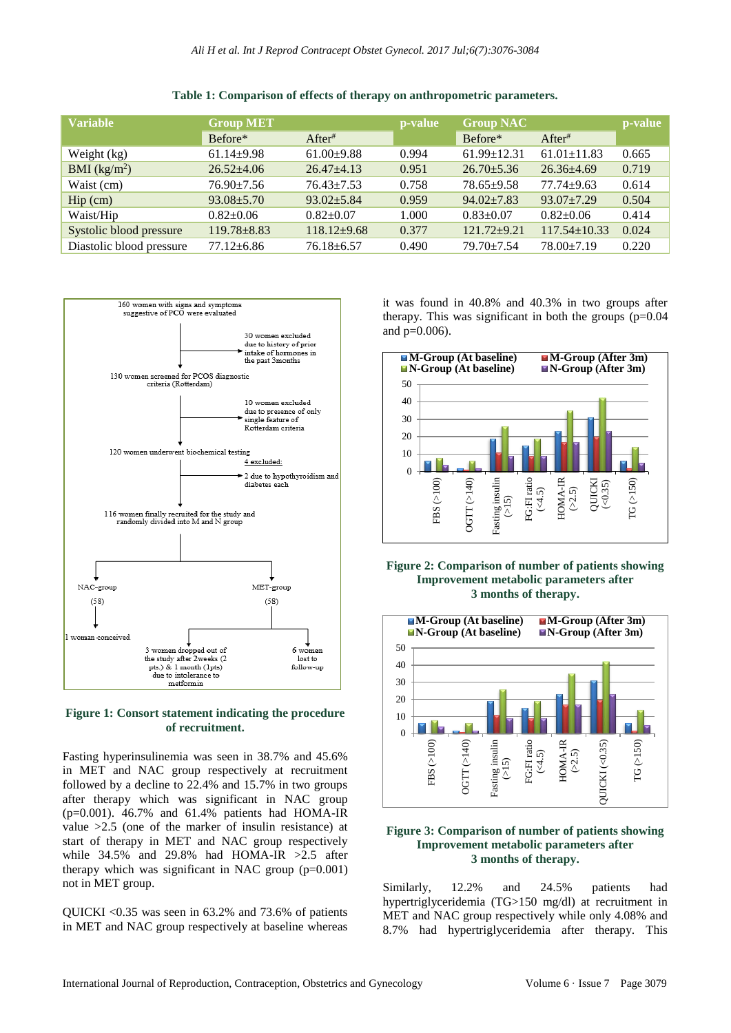**Table 1: Comparison of effects of therapy on anthropometric parameters.**

| Variable | Group MET | | p-value | Group NAC | | p-value |
|---|---|---|---|---|---|---|
| | Before* | After# | | Before* | After# | |
| Weight (kg) | 61.14±9.98 | 61.00±9.88 | 0.994 | 61.99±12.31 | 61.01±11.83 | 0.665 |
| BMI (kg/m$^2$) | 26.52±4.06 | 26.47±4.13 | 0.951 | 26.70±5.36 | 26.36±4.69 | 0.719 |
| Waist (cm) | 76.90±7.56 | 76.43±7.53 | 0.758 | 78.65±9.58 | 77.74±9.63 | 0.614 |
| Hip (cm) | 93.08±5.70 | 93.02±5.84 | 0.959 | 94.02±7.83 | 93.07±7.29 | 0.504 |
| Waist/Hip | 0.82±0.06 | 0.82±0.07 | 1.000 | 0.83±0.07 | 0.82±0.06 | 0.414 |
| Systolic blood pressure | 119.78±8.83 | 118.12±9.68 | 0.377 | 121.72±9.21 | 117.54±10.33 | 0.024 |
| Diastolic blood pressure | 77.12±6.86 | 76.18±6.57 | 0.490 | 79.70±7.54 | 78.00±7.19 | 0.220 |

**Figure 1: Consort statement indicating the procedure of recruitment.**

Fasting hyperinsulinemia was seen in 38.7% and 45.6% in MET and NAC group respectively at recruitment followed by a decline to 22.4% and 15.7% in two groups after therapy which was significant in NAC group (p=0.001). 46.7% and 61.4% patients had HOMA-IR value >2.5 (one of the marker of insulin resistance) at start of therapy in MET and NAC group respectively while 34.5% and 29.8% had HOMA-IR >2.5 after therapy which was significant in NAC group (p=0.001) not in MET group.

QUICKI <0.35 was seen in 63.2% and 73.6% of patients in MET and NAC group respectively at baseline whereas it was found in 40.8% and 40.3% in two groups after therapy. This was significant in both the groups (p=0.04 and p=0.006).

**Figure 2: Comparison of number of patients showing Improvement metabolic parameters after 3 months of therapy.**

**Figure 3: Comparison of number of patients showing Improvement metabolic parameters after 3 months of therapy.**

Similarly, 12.2% and 24.5% patients had hypertriglyceridemia (TG>150 mg/dl) at recruitment in MET and NAC group respectively while only 4.08% and 8.7% had hypertriglyceridemia after therapy. This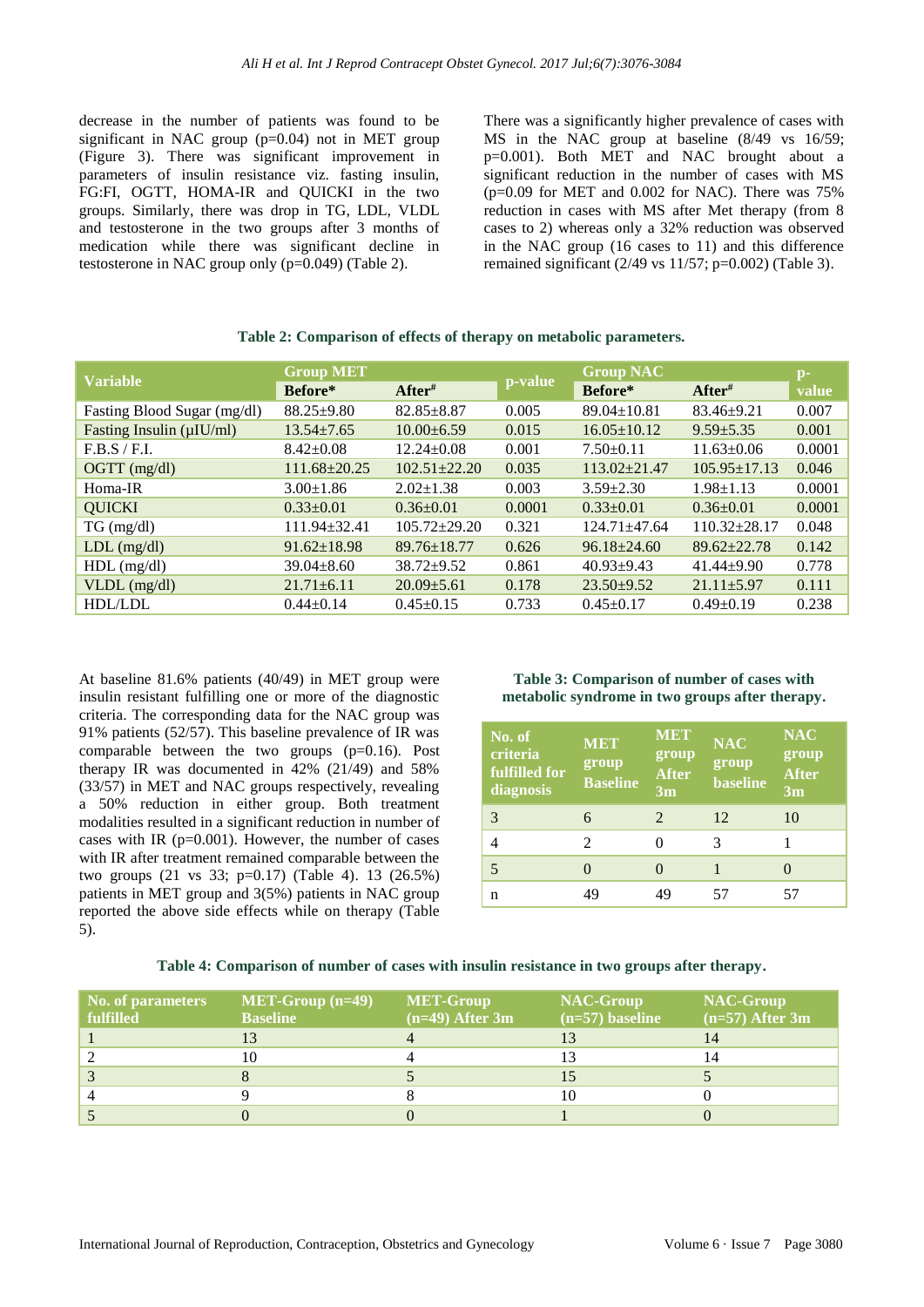decrease in the number of patients was found to be significant in NAC group (p=0.04) not in MET group (Figure 3). There was significant improvement in parameters of insulin resistance viz. fasting insulin, FG:FI, OGTT, HOMA-IR and QUICKI in the two groups. Similarly, there was drop in TG, LDL, VLDL and testosterone in the two groups after 3 months of medication while there was significant decline in testosterone in NAC group only (p=0.049) (Table 2).

There was a significantly higher prevalence of cases with MS in the NAC group at baseline (8/49 vs 16/59; p=0.001). Both MET and NAC brought about a significant reduction in the number of cases with MS (p=0.09 for MET and 0.002 for NAC). There was 75% reduction in cases with MS after Met therapy (from 8 cases to 2) whereas only a 32% reduction was observed in the NAC group (16 cases to 11) and this difference remained significant (2/49 vs 11/57; p=0.002) (Table 3).

**Table 2: Comparison of effects of therapy on metabolic parameters.**

| Variable | Group MET | | p-value | Group NAC | | p-value |
|---|---|---|---|---|---|---|
| | Before* | After# | | Before* | After# | |
| Fasting Blood Sugar (mg/dl) | 88.25±9.80 | 82.85±8.87 | 0.005 | 89.04±10.81 | 83.46±9.21 | 0.007 |
| Fasting Insulin (µIU/ml) | 13.54±7.65 | 10.00±6.59 | 0.015 | 16.05±10.12 | 9.59±5.35 | 0.001 |
| F.B.S / F.I. | 8.42±0.08 | 12.24±0.08 | 0.001 | 7.50±0.11 | 11.63±0.06 | 0.0001 |
| OGTT (mg/dl) | 111.68±20.25 | 102.51±22.20 | 0.035 | 113.02±21.47 | 105.95±17.13 | 0.046 |
| Homa-IR | 3.00±1.86 | 2.02±1.38 | 0.003 | 3.59±2.30 | 1.98±1.13 | 0.0001 |
| QUICKI | 0.33±0.01 | 0.36±0.01 | 0.0001 | 0.33±0.01 | 0.36±0.01 | 0.0001 |
| TG (mg/dl) | 111.94±32.41 | 105.72±29.20 | 0.321 | 124.71±47.64 | 110.32±28.17 | 0.048 |
| LDL (mg/dl) | 91.62±18.98 | 89.76±18.77 | 0.626 | 96.18±24.60 | 89.62±22.78 | 0.142 |
| HDL (mg/dl) | 39.04±8.60 | 38.72±9.52 | 0.861 | 40.93±9.43 | 41.44±9.90 | 0.778 |
| VLDL (mg/dl) | 21.71±6.11 | 20.09±5.61 | 0.178 | 23.50±9.52 | 21.11±5.97 | 0.111 |
| HDL/LDL | 0.44±0.14 | 0.45±0.15 | 0.733 | 0.45±0.17 | 0.49±0.19 | 0.238 |

At baseline 81.6% patients (40/49) in MET group were insulin resistant fulfilling one or more of the diagnostic criteria. The corresponding data for the NAC group was 91% patients (52/57). This baseline prevalence of IR was comparable between the two groups (p=0.16). Post therapy IR was documented in 42% (21/49) and 58% (33/57) in MET and NAC groups respectively, revealing a 50% reduction in either group. Both treatment modalities resulted in a significant reduction in number of cases with IR (p=0.001). However, the number of cases with IR after treatment remained comparable between the two groups (21 vs 33; p=0.17) (Table 4). 13 (26.5%) patients in MET group and 3(5%) patients in NAC group reported the above side effects while on therapy (Table 5).

**Table 3: Comparison of number of cases with metabolic syndrome in two groups after therapy.**

| No. of criteria fulfilled for diagnosis | MET group Baseline | MET group After 3m | NAC group baseline | NAC group After 3m |
|---|---|---|---|---|
| 3 | 6 | 2 | 12 | 10 |
| 4 | 2 | 0 | 3 | 1 |
| 5 | 0 | 0 | 1 | 0 |
| n | 49 | 49 | 57 | 57 |

**Table 4: Comparison of number of cases with insulin resistance in two groups after therapy.**

| No. of parameters fulfilled | MET-Group (n=49) Baseline | MET-Group (n=49) After 3m | NAC-Group (n=57) baseline | NAC-Group (n=57) After 3m |
|---|---|---|---|---|
| 1 | 13 | 4 | 13 | 14 |
| 2 | 10 | 4 | 13 | 14 |
| 3 | 8 | 5 | 15 | 5 |
| 4 | 9 | 8 | 10 | 0 |
| 5 | 0 | 0 | 1 | 0 |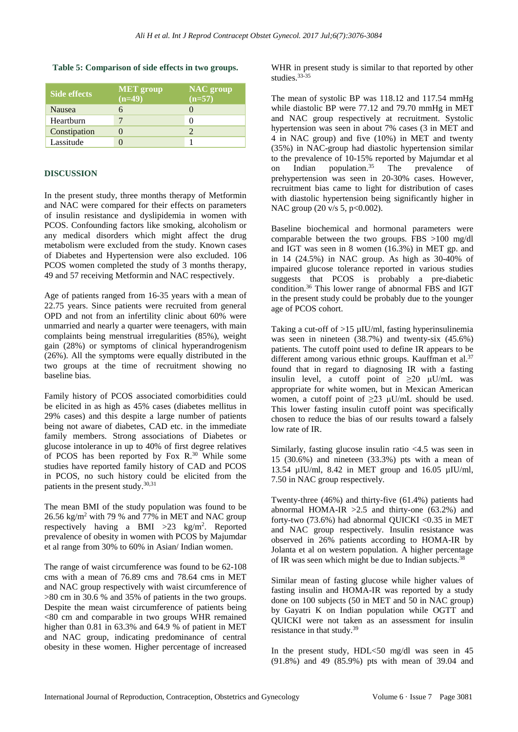**Table 5: Comparison of side effects in two groups.**

| Side effects | MET group (n=49) | NAC group (n=57) |
|---|---|---|
| Nausea | 6 | 0 |
| Heartburn | 7 | 0 |
| Constipation | 0 | 2 |
| Lassitude | 0 | 1 |

## DISCUSSION

In the present study, three months therapy of Metformin and NAC were compared for their effects on parameters of insulin resistance and dyslipidemia in women with PCOS. Confounding factors like smoking, alcoholism or any medical disorders which might affect the drug metabolism were excluded from the study. Known cases of Diabetes and Hypertension were also excluded. 106 PCOS women completed the study of 3 months therapy, 49 and 57 receiving Metformin and NAC respectively.

Age of patients ranged from 16-35 years with a mean of 22.75 years. Since patients were recruited from general OPD and not from an infertility clinic about 60% were unmarried and nearly a quarter were teenagers, with main complaints being menstrual irregularities (85%), weight gain (28%) or symptoms of clinical hyperandrogenism (26%). All the symptoms were equally distributed in the two groups at the time of recruitment showing no baseline bias.

Family history of PCOS associated comorbidities could be elicited in as high as 45% cases (diabetes mellitus in 29% cases) and this despite a large number of patients being not aware of diabetes, CAD etc. in the immediate family members. Strong associations of Diabetes or glucose intolerance in up to 40% of first degree relatives of PCOS has been reported by Fox R.[30] While some studies have reported family history of CAD and PCOS in PCOS, no such history could be elicited from the patients in the present study.[30,31]

The mean BMI of the study population was found to be 26.56 kg/m$^2$ with 79 % and 77% in MET and NAC group respectively having a BMI >23 kg/m$^2$. Reported prevalence of obesity in women with PCOS by Majumdar et al range from 30% to 60% in Asian/ Indian women.

The range of waist circumference was found to be 62-108 cms with a mean of 76.89 cms and 78.64 cms in MET and NAC group respectively with waist circumference of >80 cm in 30.6 % and 35% of patients in the two groups. Despite the mean waist circumference of patients being <80 cm and comparable in two groups WHR remained higher than 0.81 in 63.3% and 64.9 % of patient in MET and NAC group, indicating predominance of central obesity in these women. Higher percentage of increased WHR in present study is similar to that reported by other studies.[33-35]

The mean of systolic BP was 118.12 and 117.54 mmHg while diastolic BP were 77.12 and 79.70 mmHg in MET and NAC group respectively at recruitment. Systolic hypertension was seen in about 7% cases (3 in MET and 4 in NAC group) and five (10%) in MET and twenty (35%) in NAC-group had diastolic hypertension similar to the prevalence of 10-15% reported by Majumdar et al on Indian population.[35] The prevalence of prehypertension was seen in 20-30% cases. However, recruitment bias came to light for distribution of cases with diastolic hypertension being significantly higher in NAC group (20 v/s 5, p<0.002).

Baseline biochemical and hormonal parameters were comparable between the two groups. FBS >100 mg/dl and IGT was seen in 8 women (16.3%) in MET gp. and in 14 (24.5%) in NAC group. As high as 30-40% of impaired glucose tolerance reported in various studies suggests that PCOS is probably a pre-diabetic condition.[36] This lower range of abnormal FBS and IGT in the present study could be probably due to the younger age of PCOS cohort.

Taking a cut-off of >15 µIU/ml, fasting hyperinsulinemia was seen in nineteen (38.7%) and twenty-six (45.6%) patients. The cutoff point used to define IR appears to be different among various ethnic groups. Kauffman et al.[37] found that in regard to diagnosing IR with a fasting insulin level, a cutoff point of ≥20 µU/mL was appropriate for white women, but in Mexican American women, a cutoff point of ≥23 µU/mL should be used. This lower fasting insulin cutoff point was specifically chosen to reduce the bias of our results toward a falsely low rate of IR.

Similarly, fasting glucose insulin ratio <4.5 was seen in 15 (30.6%) and nineteen (33.3%) pts with a mean of 13.54 µIU/ml, 8.42 in MET group and 16.05 µIU/ml, 7.50 in NAC group respectively.

Twenty-three (46%) and thirty-five (61.4%) patients had abnormal HOMA-IR >2.5 and thirty-one (63.2%) and forty-two (73.6%) had abnormal QUICKI <0.35 in MET and NAC group respectively. Insulin resistance was observed in 26% patients according to HOMA-IR by Jolanta et al on western population. A higher percentage of IR was seen which might be due to Indian subjects.[38]

Similar mean of fasting glucose while higher values of fasting insulin and HOMA-IR was reported by a study done on 100 subjects (50 in MET and 50 in NAC group) by Gayatri K on Indian population while OGTT and QUICKI were not taken as an assessment for insulin resistance in that study.[39]

In the present study, HDL<50 mg/dl was seen in 45 (91.8%) and 49 (85.9%) pts with mean of 39.04 and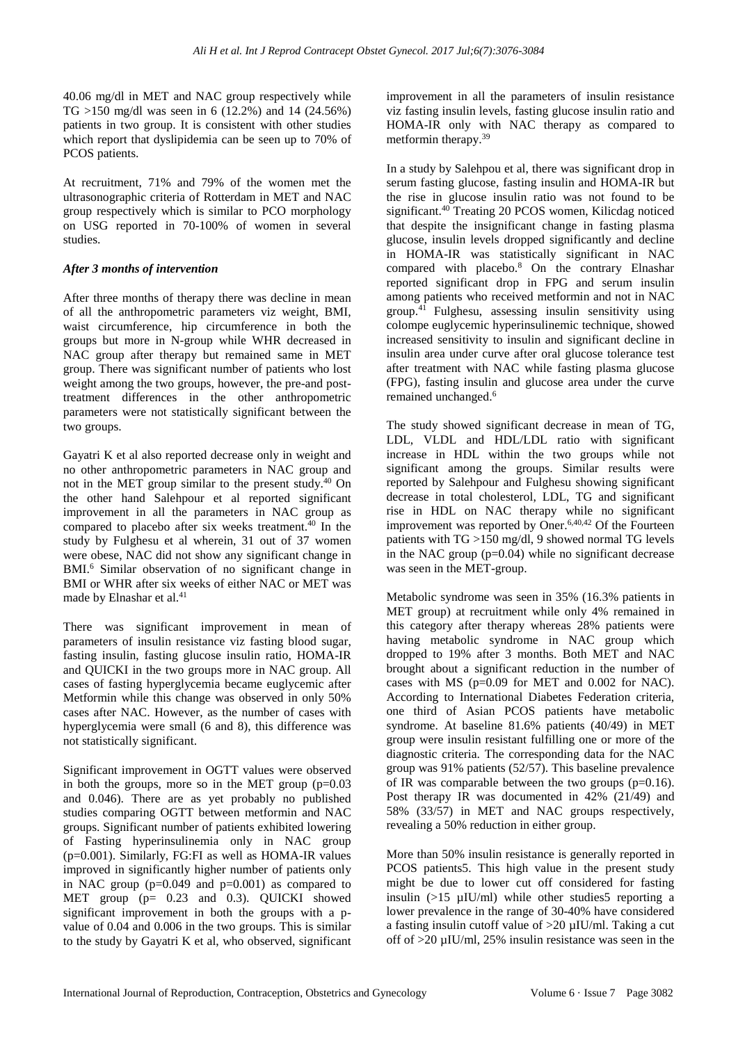40.06 mg/dl in MET and NAC group respectively while TG >150 mg/dl was seen in 6 (12.2%) and 14 (24.56%) patients in two group. It is consistent with other studies which report that dyslipidemia can be seen up to 70% of PCOS patients.

At recruitment, 71% and 79% of the women met the ultrasonographic criteria of Rotterdam in MET and NAC group respectively which is similar to PCO morphology on USG reported in 70-100% of women in several studies.

### *After 3 months of intervention*

After three months of therapy there was decline in mean of all the anthropometric parameters viz weight, BMI, waist circumference, hip circumference in both the groups but more in N-group while WHR decreased in NAC group after therapy but remained same in MET group. There was significant number of patients who lost weight among the two groups, however, the pre-and post-treatment differences in the other anthropometric parameters were not statistically significant between the two groups.

Gayatri K et al also reported decrease only in weight and no other anthropometric parameters in NAC group and not in the MET group similar to the present study.[40] On the other hand Salehpour et al reported significant improvement in all the parameters in NAC group as compared to placebo after six weeks treatment.[40] In the study by Fulghesu et al wherein, 31 out of 37 women were obese, NAC did not show any significant change in BMI.[6] Similar observation of no significant change in BMI or WHR after six weeks of either NAC or MET was made by Elnashar et al.[41]

There was significant improvement in mean of parameters of insulin resistance viz fasting blood sugar, fasting insulin, fasting glucose insulin ratio, HOMA-IR and QUICKI in the two groups more in NAC group. All cases of fasting hyperglycemia became euglycemic after Metformin while this change was observed in only 50% cases after NAC. However, as the number of cases with hyperglycemia were small (6 and 8), this difference was not statistically significant.

Significant improvement in OGTT values were observed in both the groups, more so in the MET group (p=0.03 and 0.046). There are as yet probably no published studies comparing OGTT between metformin and NAC groups. Significant number of patients exhibited lowering of Fasting hyperinsulinemia only in NAC group (p=0.001). Similarly, FG:FI as well as HOMA-IR values improved in significantly higher number of patients only in NAC group (p=0.049 and p=0.001) as compared to MET group (p= 0.23 and 0.3). QUICKI showed significant improvement in both the groups with a p-value of 0.04 and 0.006 in the two groups. This is similar to the study by Gayatri K et al, who observed, significant improvement in all the parameters of insulin resistance viz fasting insulin levels, fasting glucose insulin ratio and HOMA-IR only with NAC therapy as compared to metformin therapy.[39]

In a study by Salehpou et al, there was significant drop in serum fasting glucose, fasting insulin and HOMA-IR but the rise in glucose insulin ratio was not found to be significant.[40] Treating 20 PCOS women, Kilicdag noticed that despite the insignificant change in fasting plasma glucose, insulin levels dropped significantly and decline in HOMA-IR was statistically significant in NAC compared with placebo.[8] On the contrary Elnashar reported significant drop in FPG and serum insulin among patients who received metformin and not in NAC group.[41] Fulghesu, assessing insulin sensitivity using colompe euglycemic hyperinsulinemic technique, showed increased sensitivity to insulin and significant decline in insulin area under curve after oral glucose tolerance test after treatment with NAC while fasting plasma glucose (FPG), fasting insulin and glucose area under the curve remained unchanged.[6]

The study showed significant decrease in mean of TG, LDL, VLDL and HDL/LDL ratio with significant increase in HDL within the two groups while not significant among the groups. Similar results were reported by Salehpour and Fulghesu showing significant decrease in total cholesterol, LDL, TG and significant rise in HDL on NAC therapy while no significant improvement was reported by Oner.[6,40,42] Of the Fourteen patients with TG >150 mg/dl, 9 showed normal TG levels in the NAC group (p=0.04) while no significant decrease was seen in the MET-group.

Metabolic syndrome was seen in 35% (16.3% patients in MET group) at recruitment while only 4% remained in this category after therapy whereas 28% patients were having metabolic syndrome in NAC group which dropped to 19% after 3 months. Both MET and NAC brought about a significant reduction in the number of cases with MS (p=0.09 for MET and 0.002 for NAC). According to International Diabetes Federation criteria, one third of Asian PCOS patients have metabolic syndrome. At baseline 81.6% patients (40/49) in MET group were insulin resistant fulfilling one or more of the diagnostic criteria. The corresponding data for the NAC group was 91% patients (52/57). This baseline prevalence of IR was comparable between the two groups (p=0.16). Post therapy IR was documented in 42% (21/49) and 58% (33/57) in MET and NAC groups respectively, revealing a 50% reduction in either group.

More than 50% insulin resistance is generally reported in PCOS patients5. This high value in the present study might be due to lower cut off considered for fasting insulin (>15 µIU/ml) while other studies5 reporting a lower prevalence in the range of 30-40% have considered a fasting insulin cutoff value of >20 µIU/ml. Taking a cut off of >20 µIU/ml, 25% insulin resistance was seen in the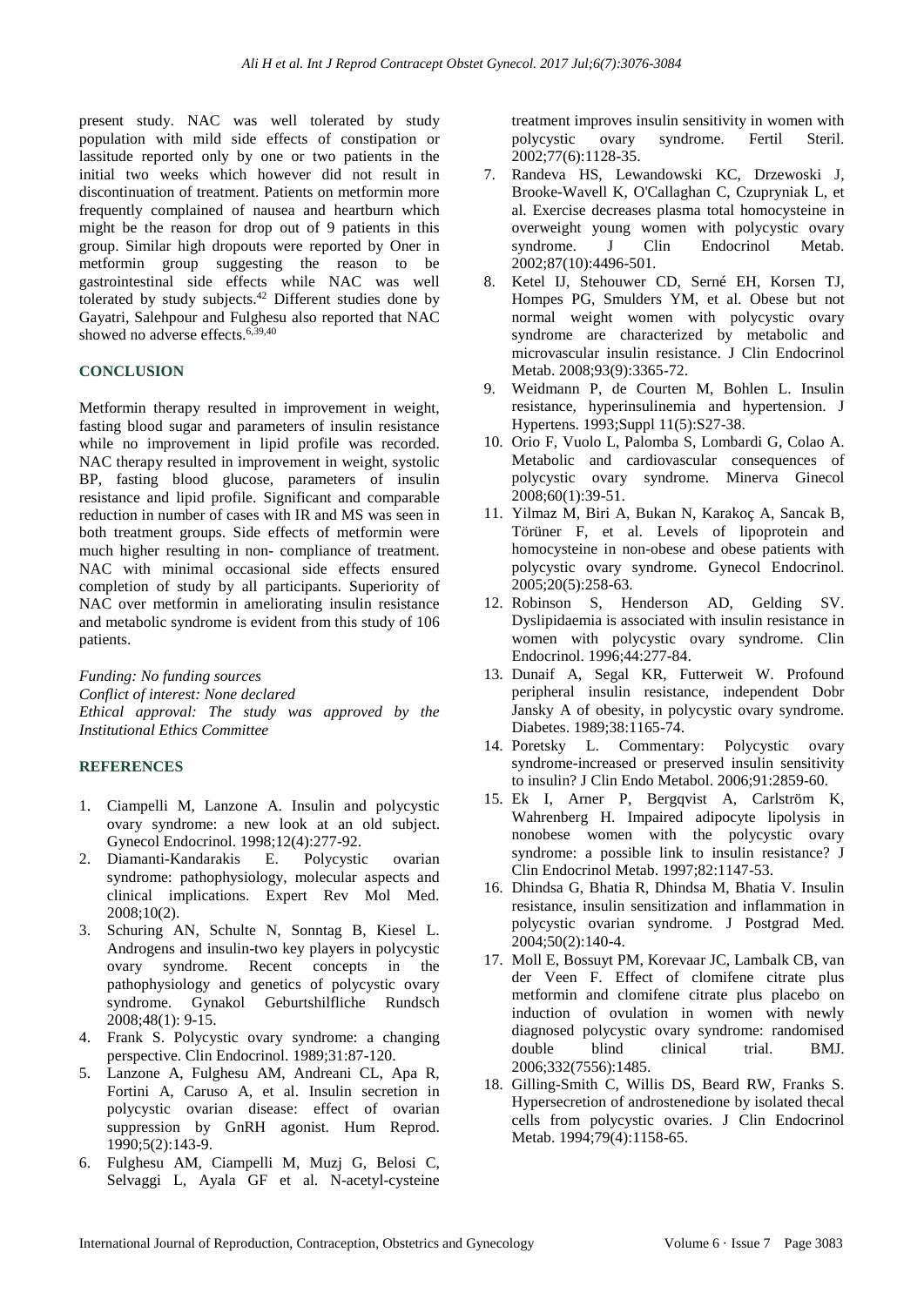present study. NAC was well tolerated by study population with mild side effects of constipation or lassitude reported only by one or two patients in the initial two weeks which however did not result in discontinuation of treatment. Patients on metformin more frequently complained of nausea and heartburn which might be the reason for drop out of 9 patients in this group. Similar high dropouts were reported by Oner in metformin group suggesting the reason to be gastrointestinal side effects while NAC was well tolerated by study subjects.[42] Different studies done by Gayatri, Salehpour and Fulghesu also reported that NAC showed no adverse effects.[6,39,40]

## CONCLUSION

Metformin therapy resulted in improvement in weight, fasting blood sugar and parameters of insulin resistance while no improvement in lipid profile was recorded. NAC therapy resulted in improvement in weight, systolic BP, fasting blood glucose, parameters of insulin resistance and lipid profile. Significant and comparable reduction in number of cases with IR and MS was seen in both treatment groups. Side effects of metformin were much higher resulting in non- compliance of treatment. NAC with minimal occasional side effects ensured completion of study by all participants. Superiority of NAC over metformin in ameliorating insulin resistance and metabolic syndrome is evident from this study of 106 patients.

*Funding: No funding sources*
*Conflict of interest: None declared*
*Ethical approval: The study was approved by the Institutional Ethics Committee*

## REFERENCES

1. Ciampelli M, Lanzone A. Insulin and polycystic ovary syndrome: a new look at an old subject. Gynecol Endocrinol. 1998;12(4):277-92.
2. Diamanti-Kandarakis E. Polycystic ovarian syndrome: pathophysiology, molecular aspects and clinical implications. Expert Rev Mol Med. 2008;10(2).
3. Schuring AN, Schulte N, Sonntag B, Kiesel L. Androgens and insulin-two key players in polycystic ovary syndrome. Recent concepts in the pathophysiology and genetics of polycystic ovary syndrome. Gynakol Geburtshilfliche Rundsch 2008;48(1): 9-15.
4. Frank S. Polycystic ovary syndrome: a changing perspective. Clin Endocrinol. 1989;31:87-120.
5. Lanzone A, Fulghesu AM, Andreani CL, Apa R, Fortini A, Caruso A, et al. Insulin secretion in polycystic ovarian disease: effect of ovarian suppression by GnRH agonist. Hum Reprod. 1990;5(2):143-9.
6. Fulghesu AM, Ciampelli M, Muzj G, Belosi C, Selvaggi L, Ayala GF et al. N-acetyl-cysteine treatment improves insulin sensitivity in women with polycystic ovary syndrome. Fertil Steril. 2002;77(6):1128-35.
7. Randeva HS, Lewandowski KC, Drzewoski J, Brooke-Wavell K, O'Callaghan C, Czupryniak L, et al. Exercise decreases plasma total homocysteine in overweight young women with polycystic ovary syndrome. J Clin Endocrinol Metab. 2002;87(10):4496-501.
8. Ketel IJ, Stehouwer CD, Serné EH, Korsen TJ, Hompes PG, Smulders YM, et al. Obese but not normal weight women with polycystic ovary syndrome are characterized by metabolic and microvascular insulin resistance. J Clin Endocrinol Metab. 2008;93(9):3365-72.
9. Weidmann P, de Courten M, Bohlen L. Insulin resistance, hyperinsulinemia and hypertension. J Hypertens. 1993;Suppl 11(5):S27-38.
10. Orio F, Vuolo L, Palomba S, Lombardi G, Colao A. Metabolic and cardiovascular consequences of polycystic ovary syndrome. Minerva Ginecol 2008;60(1):39-51.
11. Yilmaz M, Biri A, Bukan N, Karakoç A, Sancak B, Törüner F, et al. Levels of lipoprotein and homocysteine in non-obese and obese patients with polycystic ovary syndrome. Gynecol Endocrinol. 2005;20(5):258-63.
12. Robinson S, Henderson AD, Gelding SV. Dyslipidaemia is associated with insulin resistance in women with polycystic ovary syndrome. Clin Endocrinol. 1996;44:277-84.
13. Dunaif A, Segal KR, Futterweit W. Profound peripheral insulin resistance, independent Dobr Jansky A of obesity, in polycystic ovary syndrome. Diabetes. 1989;38:1165-74.
14. Poretsky L. Commentary: Polycystic ovary syndrome-increased or preserved insulin sensitivity to insulin? J Clin Endo Metabol. 2006;91:2859-60.
15. Ek I, Arner P, Bergqvist A, Carlström K, Wahrenberg H. Impaired adipocyte lipolysis in nonobese women with the polycystic ovary syndrome: a possible link to insulin resistance? J Clin Endocrinol Metab. 1997;82:1147-53.
16. Dhindsa G, Bhatia R, Dhindsa M, Bhatia V. Insulin resistance, insulin sensitization and inflammation in polycystic ovarian syndrome. J Postgrad Med. 2004;50(2):140-4.
17. Moll E, Bossuyt PM, Korevaar JC, Lambalk CB, van der Veen F. Effect of clomifene citrate plus metformin and clomifene citrate plus placebo on induction of ovulation in women with newly diagnosed polycystic ovary syndrome: randomised double blind clinical trial. BMJ. 2006;332(7556):1485.
18. Gilling-Smith C, Willis DS, Beard RW, Franks S. Hypersecretion of androstenedione by isolated thecal cells from polycystic ovaries. J Clin Endocrinol Metab. 1994;79(4):1158-65.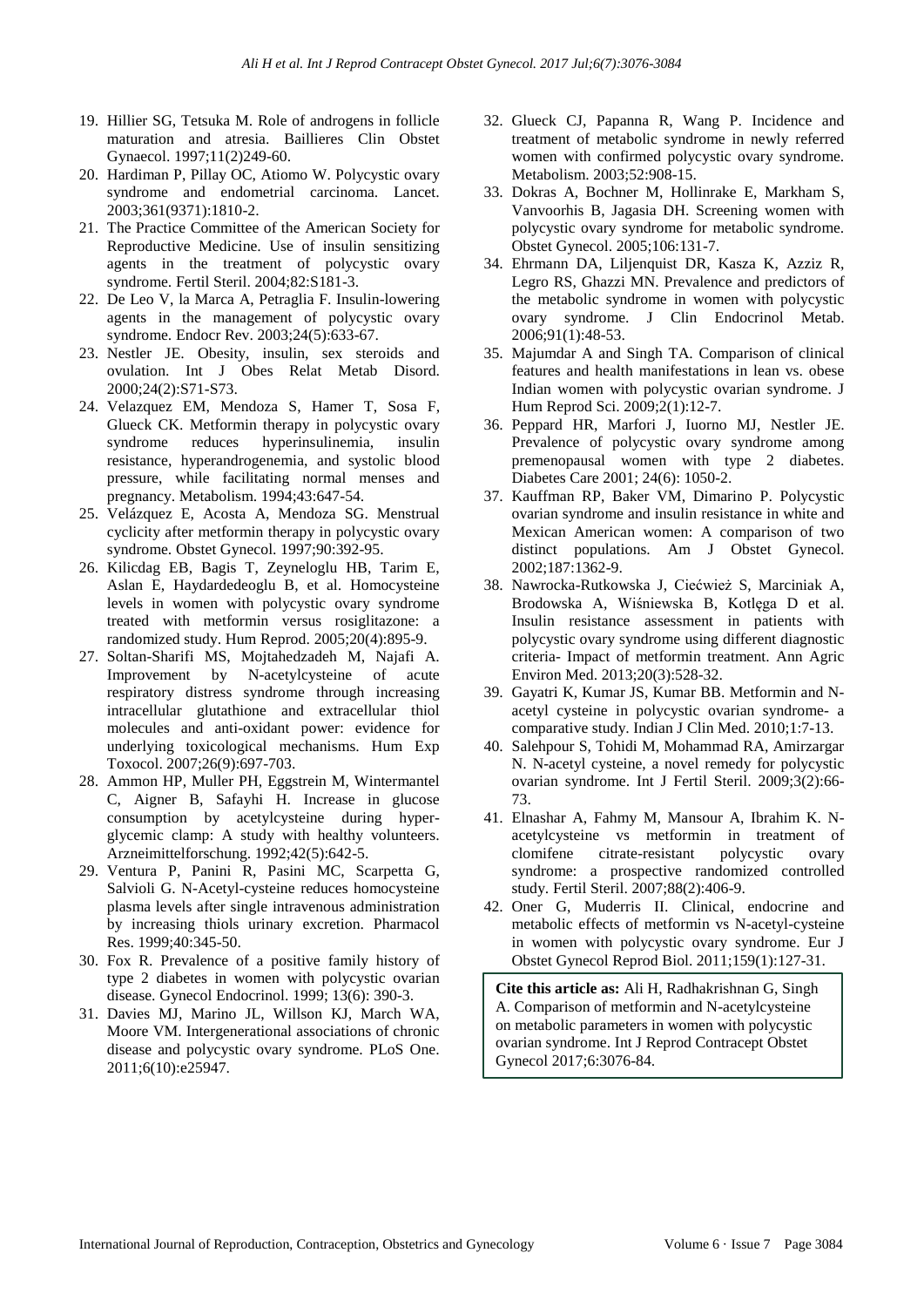19. Hillier SG, Tetsuka M. Role of androgens in follicle maturation and atresia. Baillieres Clin Obstet Gynaecol. 1997;11(2)249-60.
20. Hardiman P, Pillay OC, Atiomo W. Polycystic ovary syndrome and endometrial carcinoma. Lancet. 2003;361(9371):1810-2.
21. The Practice Committee of the American Society for Reproductive Medicine. Use of insulin sensitizing agents in the treatment of polycystic ovary syndrome. Fertil Steril. 2004;82:S181-3.
22. De Leo V, la Marca A, Petraglia F. Insulin-lowering agents in the management of polycystic ovary syndrome. Endocr Rev. 2003;24(5):633-67.
23. Nestler JE. Obesity, insulin, sex steroids and ovulation. Int J Obes Relat Metab Disord. 2000;24(2):S71-S73.
24. Velazquez EM, Mendoza S, Hamer T, Sosa F, Glueck CK. Metformin therapy in polycystic ovary syndrome reduces hyperinsulinemia, insulin resistance, hyperandrogenemia, and systolic blood pressure, while facilitating normal menses and pregnancy. Metabolism. 1994;43:647-54.
25. Velázquez E, Acosta A, Mendoza SG. Menstrual cyclicity after metformin therapy in polycystic ovary syndrome. Obstet Gynecol. 1997;90:392-95.
26. Kilicdag EB, Bagis T, Zeyneloglu HB, Tarim E, Aslan E, Haydardedeoglu B, et al. Homocysteine levels in women with polycystic ovary syndrome treated with metformin versus rosiglitazone: a randomized study. Hum Reprod. 2005;20(4):895-9.
27. Soltan-Sharifi MS, Mojtahedzadeh M, Najafi A. Improvement by N-acetylcysteine of acute respiratory distress syndrome through increasing intracellular glutathione and extracellular thiol molecules and anti-oxidant power: evidence for underlying toxicological mechanisms. Hum Exp Toxocol. 2007;26(9):697-703.
28. Ammon HP, Muller PH, Eggstrein M, Wintermantel C, Aigner B, Safayhi H. Increase in glucose consumption by acetylcysteine during hyper-glycemic clamp: A study with healthy volunteers. Arzneimittelforschung. 1992;42(5):642-5.
29. Ventura P, Panini R, Pasini MC, Scarpetta G, Salvioli G. N-Acetyl-cysteine reduces homocysteine plasma levels after single intravenous administration by increasing thiols urinary excretion. Pharmacol Res. 1999;40:345-50.
30. Fox R. Prevalence of a positive family history of type 2 diabetes in women with polycystic ovarian disease. Gynecol Endocrinol. 1999; 13(6): 390-3.
31. Davies MJ, Marino JL, Willson KJ, March WA, Moore VM. Intergenerational associations of chronic disease and polycystic ovary syndrome. PLoS One. 2011;6(10):e25947.
32. Glueck CJ, Papanna R, Wang P. Incidence and treatment of metabolic syndrome in newly referred women with confirmed polycystic ovary syndrome. Metabolism. 2003;52:908-15.
33. Dokras A, Bochner M, Hollinrake E, Markham S, Vanvoorhis B, Jagasia DH. Screening women with polycystic ovary syndrome for metabolic syndrome. Obstet Gynecol. 2005;106:131-7.
34. Ehrmann DA, Liljenquist DR, Kasza K, Azziz R, Legro RS, Ghazzi MN. Prevalence and predictors of the metabolic syndrome in women with polycystic ovary syndrome. J Clin Endocrinol Metab. 2006;91(1):48-53.
35. Majumdar A and Singh TA. Comparison of clinical features and health manifestations in lean vs. obese Indian women with polycystic ovarian syndrome. J Hum Reprod Sci. 2009;2(1):12-7.
36. Peppard HR, Marfori J, Iuorno MJ, Nestler JE. Prevalence of polycystic ovary syndrome among premenopausal women with type 2 diabetes. Diabetes Care 2001; 24(6): 1050-2.
37. Kauffman RP, Baker VM, Dimarino P. Polycystic ovarian syndrome and insulin resistance in white and Mexican American women: A comparison of two distinct populations. Am J Obstet Gynecol. 2002;187:1362-9.
38. Nawrocka-Rutkowska J, Ciećwież S, Marciniak A, Brodowska A, Wiśniewska B, Kotlęga D et al. Insulin resistance assessment in patients with polycystic ovary syndrome using different diagnostic criteria- Impact of metformin treatment. Ann Agric Environ Med. 2013;20(3):528-32.
39. Gayatri K, Kumar JS, Kumar BB. Metformin and N-acetyl cysteine in polycystic ovarian syndrome- a comparative study. Indian J Clin Med. 2010;1:7-13.
40. Salehpour S, Tohidi M, Mohammad RA, Amirzargar N. N-acetyl cysteine, a novel remedy for polycystic ovarian syndrome. Int J Fertil Steril. 2009;3(2):66-73.
41. Elnashar A, Fahmy M, Mansour A, Ibrahim K. N-acetylcysteine vs metformin in treatment of clomifene citrate-resistant polycystic ovary syndrome: a prospective randomized controlled study. Fertil Steril. 2007;88(2):406-9.
42. Oner G, Muderris II. Clinical, endocrine and metabolic effects of metformin vs N-acetyl-cysteine in women with polycystic ovary syndrome. Eur J Obstet Gynecol Reprod Biol. 2011;159(1):127-31.

**Cite this article as:** Ali H, Radhakrishnan G, Singh A. Comparison of metformin and N-acetylcysteine on metabolic parameters in women with polycystic ovarian syndrome. Int J Reprod Contracept Obstet Gynecol 2017;6:3076-84.